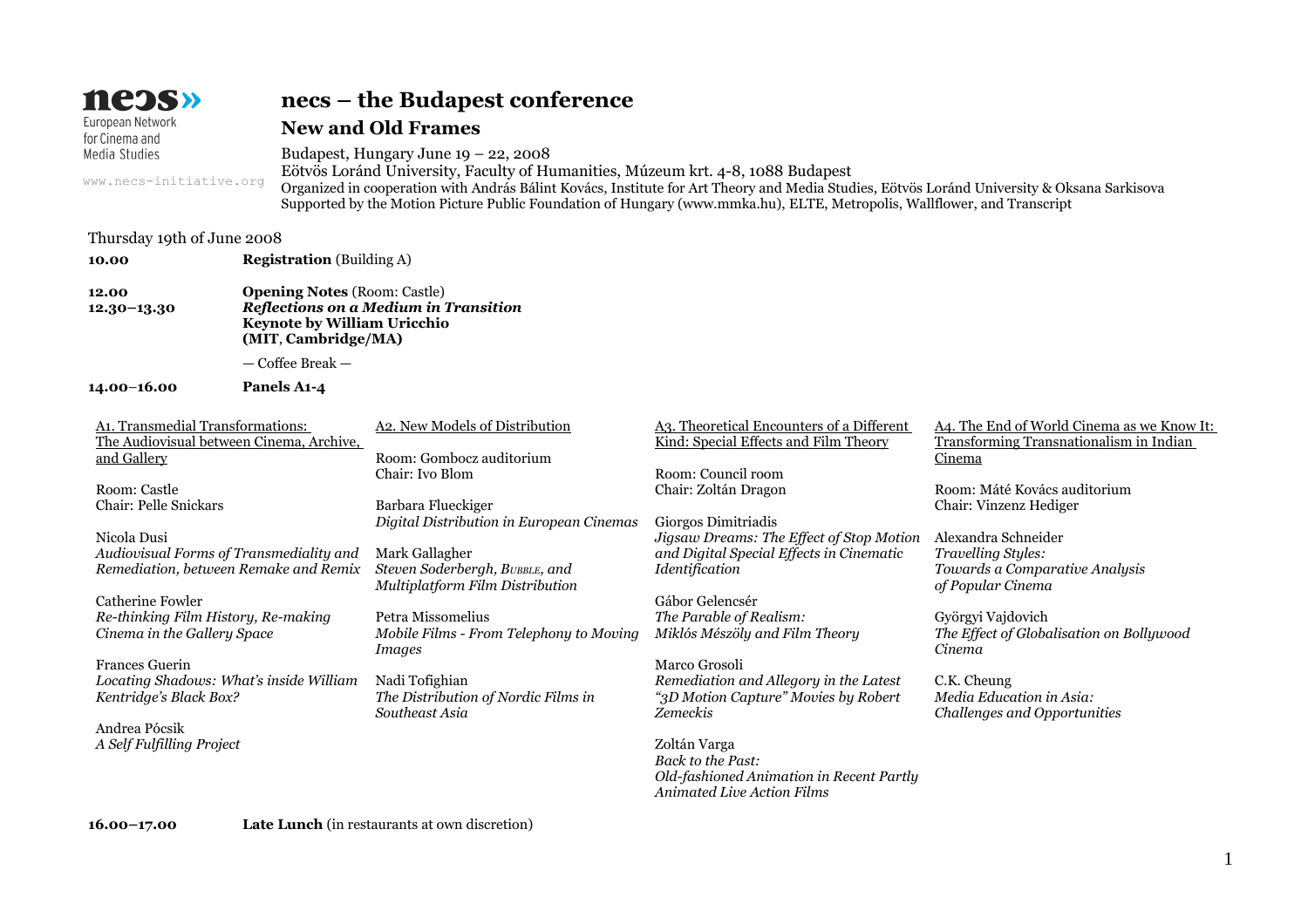necs»
European Network for Cinema and Media Studies
www.necs-initiative.org

# necs – the Budapest conference

## New and Old Frames

Budapest, Hungary June 19 – 22, 2008
Eötvös Loránd University, Faculty of Humanities, Múzeum krt. 4-8, 1088 Budapest
Organized in cooperation with András Bálint Kovács, Institute for Art Theory and Media Studies, Eötvös Loránd University & Oksana Sarkisova
Supported by the Motion Picture Public Foundation of Hungary (www.mmka.hu), ELTE, Metropolis, Wallflower, and Transcript

Thursday 19th of June 2008

**10.00** **Registration** (Building A)

**12.00** **Opening Notes** (Room: Castle)
**12.30–13.30** ***Reflections on a Medium in Transition***
**Keynote by William Uricchio (MIT, Cambridge/MA)**

— Coffee Break —

**14.00–16.00** **Panels A1-4**

A1. Transmedial Transformations: The Audiovisual between Cinema, Archive, and Gallery

Room: Castle
Chair: Pelle Snickars

Nicola Dusi
*Audiovisual Forms of Transmediality and Remediation, between Remake and Remix*

Catherine Fowler
*Re-thinking Film History, Re-making Cinema in the Gallery Space*

Frances Guerin
*Locating Shadows: What's inside William Kentridge's Black Box?*

Andrea Pócsik
*A Self Fulfilling Project*

A2. New Models of Distribution

Room: Gombocz auditorium
Chair: Ivo Blom

Barbara Flueckiger
*Digital Distribution in European Cinemas*

Mark Gallagher
*Steven Soderbergh, Bubble, and Multiplatform Film Distribution*

Petra Missomelius
*Mobile Films - From Telephony to Moving Images*

Nadi Tofighian
*The Distribution of Nordic Films in Southeast Asia*

A3. Theoretical Encounters of a Different Kind: Special Effects and Film Theory

Room: Council room
Chair: Zoltán Dragon

Giorgos Dimitriadis
*Jigsaw Dreams: The Effect of Stop Motion and Digital Special Effects in Cinematic Identification*

Gábor Gelencsér
*The Parable of Realism: Miklós Mészöly and Film Theory*

Marco Grosoli
*Remediation and Allegory in the Latest "3D Motion Capture" Movies by Robert Zemeckis*

Zoltán Varga
*Back to the Past: Old-fashioned Animation in Recent Partly Animated Live Action Films*

A4. The End of World Cinema as we Know It: Transforming Transnationalism in Indian Cinema

Room: Máté Kovács auditorium
Chair: Vinzenz Hediger

Alexandra Schneider
*Travelling Styles: Towards a Comparative Analysis of Popular Cinema*

Györgyi Vajdovich
*The Effect of Globalisation on Bollywood Cinema*

C.K. Cheung
*Media Education in Asia: Challenges and Opportunities*

**16.00–17.00** **Late Lunch** (in restaurants at own discretion)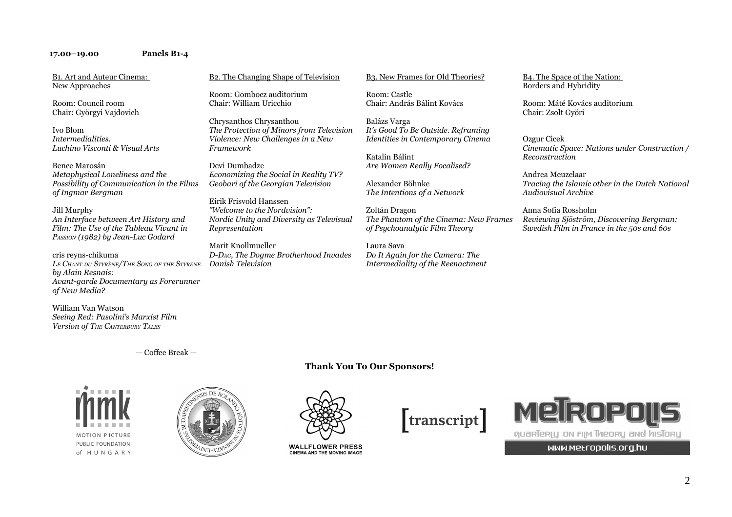**17.00–19.00 Panels B1-4**

B1. Art and Auteur Cinema: New Approaches

Room: Council room
Chair: Györgyi Vajdovich

Ivo Blom
*Intermedialities. Luchino Visconti & Visual Arts*

Bence Marosán
*Metaphysical Loneliness and the Possibility of Communication in the Films of Ingmar Bergman*

Jill Murphy
*An Interface between Art History and Film: The Use of the Tableau Vivant in Passion (1982) by Jean-Luc Godard*

cris reyns-chikuma
*Le Chant du Styrène/The Song of the Styrene by Alain Resnais: Avant-garde Documentary as Forerunner of New Media?*

William Van Watson
*Seeing Red: Pasolini's Marxist Film Version of The Canterbury Tales*

B2. The Changing Shape of Television

Room: Gombocz auditorium
Chair: William Uricchio

Chrysanthos Chrysanthou
*The Protection of Minors from Television Violence: New Challenges in a New Framework*

Devi Dumbadze
*Economizing the Social in Reality TV? Geobari of the Georgian Television*

Eirik Frisvold Hanssen
*"Welcome to the Nordvision": Nordic Unity and Diversity as Televisual Representation*

Marit Knollmueller
*D-Dag, The Dogme Brotherhood Invades Danish Television*

B3. New Frames for Old Theories?

Room: Castle
Chair: András Bálint Kovács

Balázs Varga
*It's Good To Be Outside. Reframing Identities in Contemporary Cinema*

Katalin Bálint
*Are Women Really Focalised?*

Alexander Böhnke
*The Intentions of a Network*

Zoltán Dragon
*The Phantom of the Cinema: New Frames of Psychoanalytic Film Theory*

Laura Sava
*Do It Again for the Camera: The Intermediality of the Reenactment*

B4. The Space of the Nation: Borders and Hybridity

Room: Máté Kovács auditorium
Chair: Zsolt Györi

Ozgur Cicek
*Cinematic Space: Nations under Construction / Reconstruction*

Andrea Meuzelaar
*Tracing the Islamic other in the Dutch National Audiovisual Archive*

Anna Sofia Rossholm
*Reviewing Sjöström, Discovering Bergman: Swedish Film in France in the 50s and 60s*

— Coffee Break —

**Thank You To Our Sponsors!**

MOTION PICTURE PUBLIC FOUNDATION of HUNGARY

WALLFLOWER PRESS CINEMA AND THE MOVING IMAGE

[transcript]

METROPOLIS quarterly on film theory and history
www.metropolis.org.hu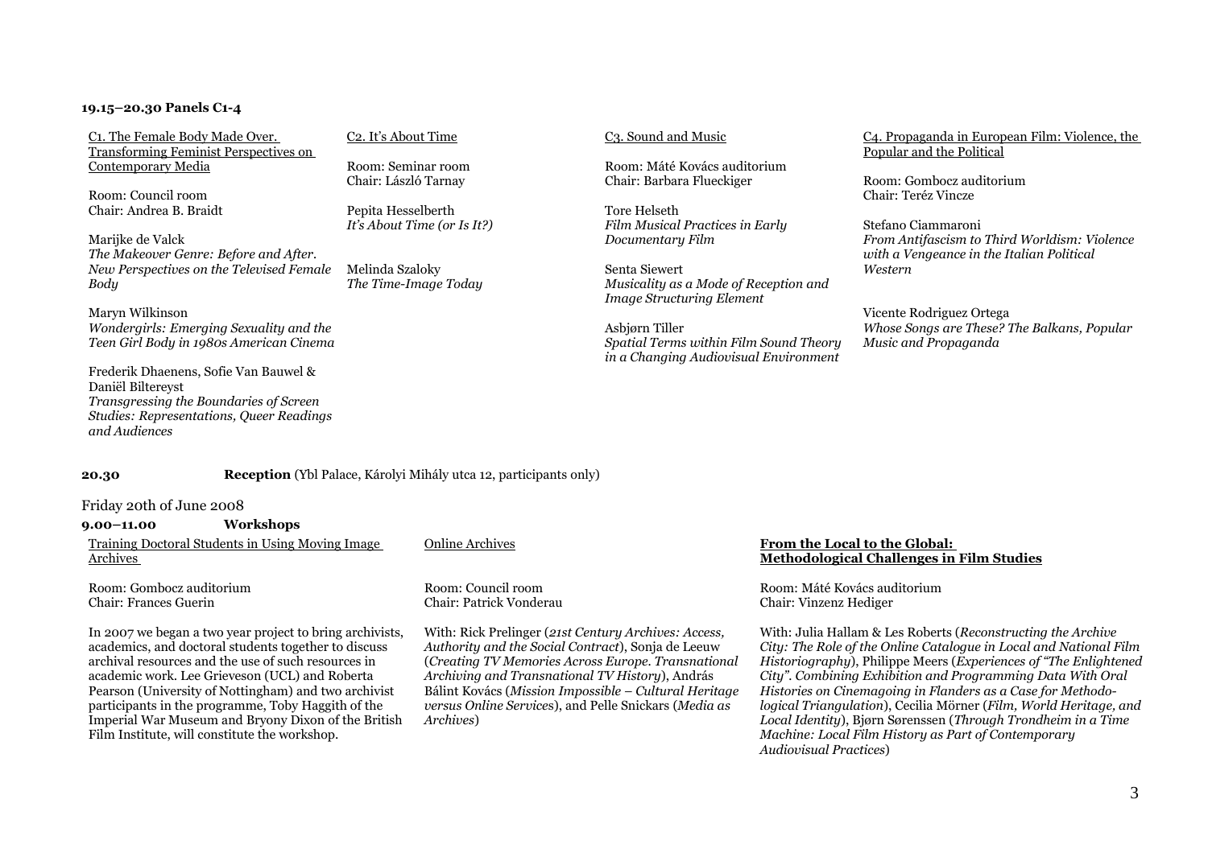**19.15–20.30 Panels C1-4**

C1. The Female Body Made Over. Transforming Feminist Perspectives on Contemporary Media

Room: Council room
Chair: Andrea B. Braidt

Marijke de Valck
*The Makeover Genre: Before and After. New Perspectives on the Televised Female Body*

Maryn Wilkinson
*Wondergirls: Emerging Sexuality and the Teen Girl Body in 1980s American Cinema*

Frederik Dhaenens, Sofie Van Bauwel & Daniël Biltereyst
*Transgressing the Boundaries of Screen Studies: Representations, Queer Readings and Audiences*

C2. It's About Time

Room: Seminar room
Chair: László Tarnay

Pepita Hesselberth
*It's About Time (or Is It?)*

Melinda Szaloky
*The Time-Image Today*

C3. Sound and Music

Room: Máté Kovács auditorium
Chair: Barbara Flueckiger

Tore Helseth
*Film Musical Practices in Early Documentary Film*

Senta Siewert
*Musicality as a Mode of Reception and Image Structuring Element*

Asbjørn Tiller
*Spatial Terms within Film Sound Theory in a Changing Audiovisual Environment*

C4. Propaganda in European Film: Violence, the Popular and the Political

Room: Gombocz auditorium
Chair: Teréz Vincze

Stefano Ciammaroni
*From Antifascism to Third Worldism: Violence with a Vengeance in the Italian Political Western*

Vicente Rodriguez Ortega
*Whose Songs are These? The Balkans, Popular Music and Propaganda*

**20.30** **Reception** (Ybl Palace, Károlyi Mihály utca 12, participants only)

Friday 20th of June 2008

**9.00–11.00** **Workshops**

Training Doctoral Students in Using Moving Image Archives

Room: Gombocz auditorium
Chair: Frances Guerin

In 2007 we began a two year project to bring archivists, academics, and doctoral students together to discuss archival resources and the use of such resources in academic work. Lee Grieveson (UCL) and Roberta Pearson (University of Nottingham) and two archivist participants in the programme, Toby Haggith of the Imperial War Museum and Bryony Dixon of the British Film Institute, will constitute the workshop.

Online Archives

Room: Council room
Chair: Patrick Vonderau

With: Rick Prelinger (*21st Century Archives: Access, Authority and the Social Contract*), Sonja de Leeuw (*Creating TV Memories Across Europe. Transnational Archiving and Transnational TV History*), András Bálint Kovács (*Mission Impossible – Cultural Heritage versus Online Services*), and Pelle Snickars (*Media as Archives*)

**From the Local to the Global: Methodological Challenges in Film Studies**

Room: Máté Kovács auditorium
Chair: Vinzenz Hediger

With: Julia Hallam & Les Roberts (*Reconstructing the Archive City: The Role of the Online Catalogue in Local and National Film Historiography*), Philippe Meers (*Experiences of "The Enlightened City". Combining Exhibition and Programming Data With Oral Histories on Cinemagoing in Flanders as a Case for Methodological Triangulation*), Cecilia Mörner (*Film, World Heritage, and Local Identity*), Bjørn Sørenssen (*Through Trondheim in a Time Machine: Local Film History as Part of Contemporary Audiovisual Practices*)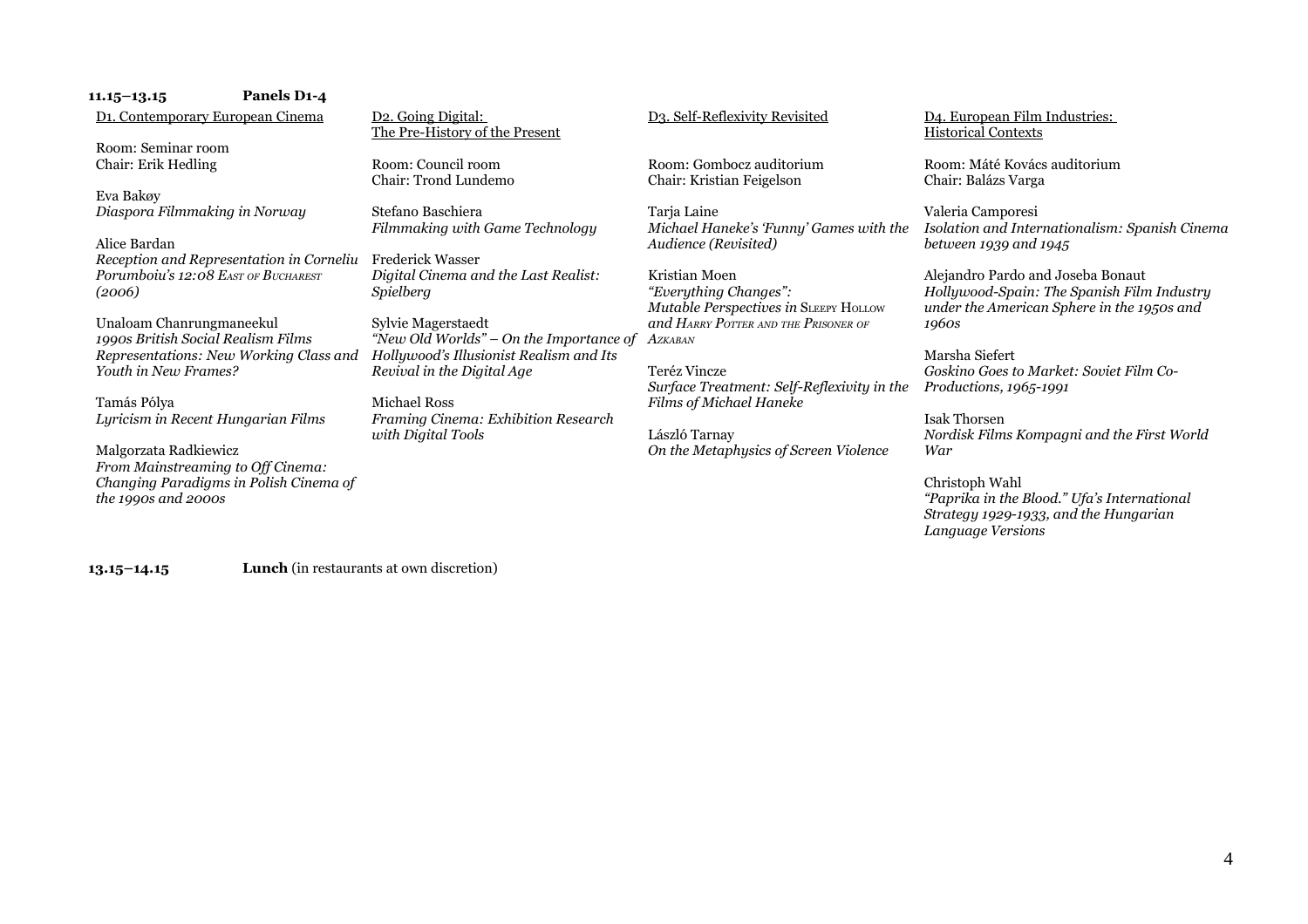**11.15–13.15** **Panels D1-4**

D1. Contemporary European Cinema

Room: Seminar room
Chair: Erik Hedling

Eva Bakøy
*Diaspora Filmmaking in Norway*

Alice Bardan
*Reception and Representation in Corneliu Porumboiu's 12:08 East of Bucharest (2006)*

Unaloam Chanrungmaneekul
*1990s British Social Realism Films Representations: New Working Class and Youth in New Frames?*

Tamás Pólya
*Lyricism in Recent Hungarian Films*

Malgorzata Radkiewicz
*From Mainstreaming to Off Cinema: Changing Paradigms in Polish Cinema of the 1990s and 2000s*

D2. Going Digital: The Pre-History of the Present

Room: Council room
Chair: Trond Lundemo

Stefano Baschiera
*Filmmaking with Game Technology*

Frederick Wasser
*Digital Cinema and the Last Realist: Spielberg*

Sylvie Magerstaedt
*"New Old Worlds" – On the Importance of Hollywood's Illusionist Realism and Its Revival in the Digital Age*

Michael Ross
*Framing Cinema: Exhibition Research with Digital Tools*

D3. Self-Reflexivity Revisited

Room: Gombocz auditorium
Chair: Kristian Feigelson

Tarja Laine
*Michael Haneke's 'Funny' Games with the Audience (Revisited)*

Kristian Moen
*"Everything Changes": Mutable Perspectives in Sleepy Hollow and Harry Potter and the Prisoner of Azkaban*

Teréz Vincze
*Surface Treatment: Self-Reflexivity in the Films of Michael Haneke*

László Tarnay
*On the Metaphysics of Screen Violence*

D4. European Film Industries: Historical Contexts

Room: Máté Kovács auditorium
Chair: Balázs Varga

Valeria Camporesi
*Isolation and Internationalism: Spanish Cinema between 1939 and 1945*

Alejandro Pardo and Joseba Bonaut
*Hollywood-Spain: The Spanish Film Industry under the American Sphere in the 1950s and 1960s*

Marsha Siefert
*Goskino Goes to Market: Soviet Film Co-Productions, 1965-1991*

Isak Thorsen
*Nordisk Films Kompagni and the First World War*

Christoph Wahl
*"Paprika in the Blood." Ufa's International Strategy 1929-1933, and the Hungarian Language Versions*

**13.15–14.15** **Lunch** (in restaurants at own discretion)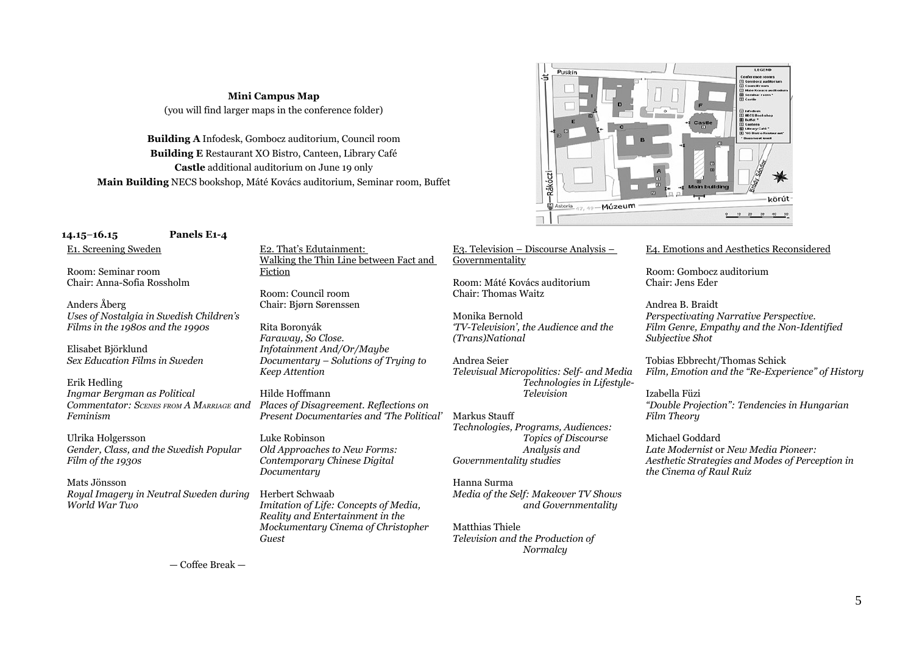**Mini Campus Map**
(you will find larger maps in the conference folder)

**Building A** Infodesk, Gombocz auditorium, Council room
**Building E** Restaurant XO Bistro, Canteen, Library Café
**Castle** additional auditorium on June 19 only
**Main Building** NECS bookshop, Máté Kovács auditorium, Seminar room, Buffet

**14.15–16.15 Panels E1-4**

E1. Screening Sweden

Room: Seminar room
Chair: Anna-Sofia Rossholm

Anders Åberg
*Uses of Nostalgia in Swedish Children's Films in the 1980s and the 1990s*

Elisabet Björklund
*Sex Education Films in Sweden*

Erik Hedling
*Ingmar Bergman as Political Commentator: Scenes from A Marriage and Feminism*

Ulrika Holgersson
*Gender, Class, and the Swedish Popular Film of the 1930s*

Mats Jönsson
*Royal Imagery in Neutral Sweden during World War Two*

E2. That's Edutainment: Walking the Thin Line between Fact and Fiction

Room: Council room
Chair: Bjørn Sørenssen

Rita Boronyák
*Faraway, So Close. Infotainment And/Or/Maybe Documentary – Solutions of Trying to Keep Attention*

Hilde Hoffmann
*Places of Disagreement. Reflections on Present Documentaries and 'The Political'*

Luke Robinson
*Old Approaches to New Forms: Contemporary Chinese Digital Documentary*

Herbert Schwaab
*Imitation of Life: Concepts of Media, Reality and Entertainment in the Mockumentary Cinema of Christopher Guest*

E3. Television – Discourse Analysis – Governmentality

Room: Máté Kovács auditorium
Chair: Thomas Waitz

Monika Bernold
*'TV-Television', the Audience and the (Trans)National*

Andrea Seier
*Televisual Micropolitics: Self- and Media Technologies in Lifestyle-Television*

Markus Stauff
*Technologies, Programs, Audiences: Topics of Discourse Analysis and Governmentality studies*

Hanna Surma
*Media of the Self: Makeover TV Shows and Governmentality*

Matthias Thiele
*Television and the Production of Normalcy*

E4. Emotions and Aesthetics Reconsidered

Room: Gombocz auditorium
Chair: Jens Eder

Andrea B. Braidt
*Perspectivating Narrative Perspective. Film Genre, Empathy and the Non-Identified Subjective Shot*

Tobias Ebbrecht/Thomas Schick
*Film, Emotion and the "Re-Experience" of History*

Izabella Füzi
*"Double Projection": Tendencies in Hungarian Film Theory*

Michael Goddard
*Late Modernist or New Media Pioneer: Aesthetic Strategies and Modes of Perception in the Cinema of Raul Ruiz*

— Coffee Break —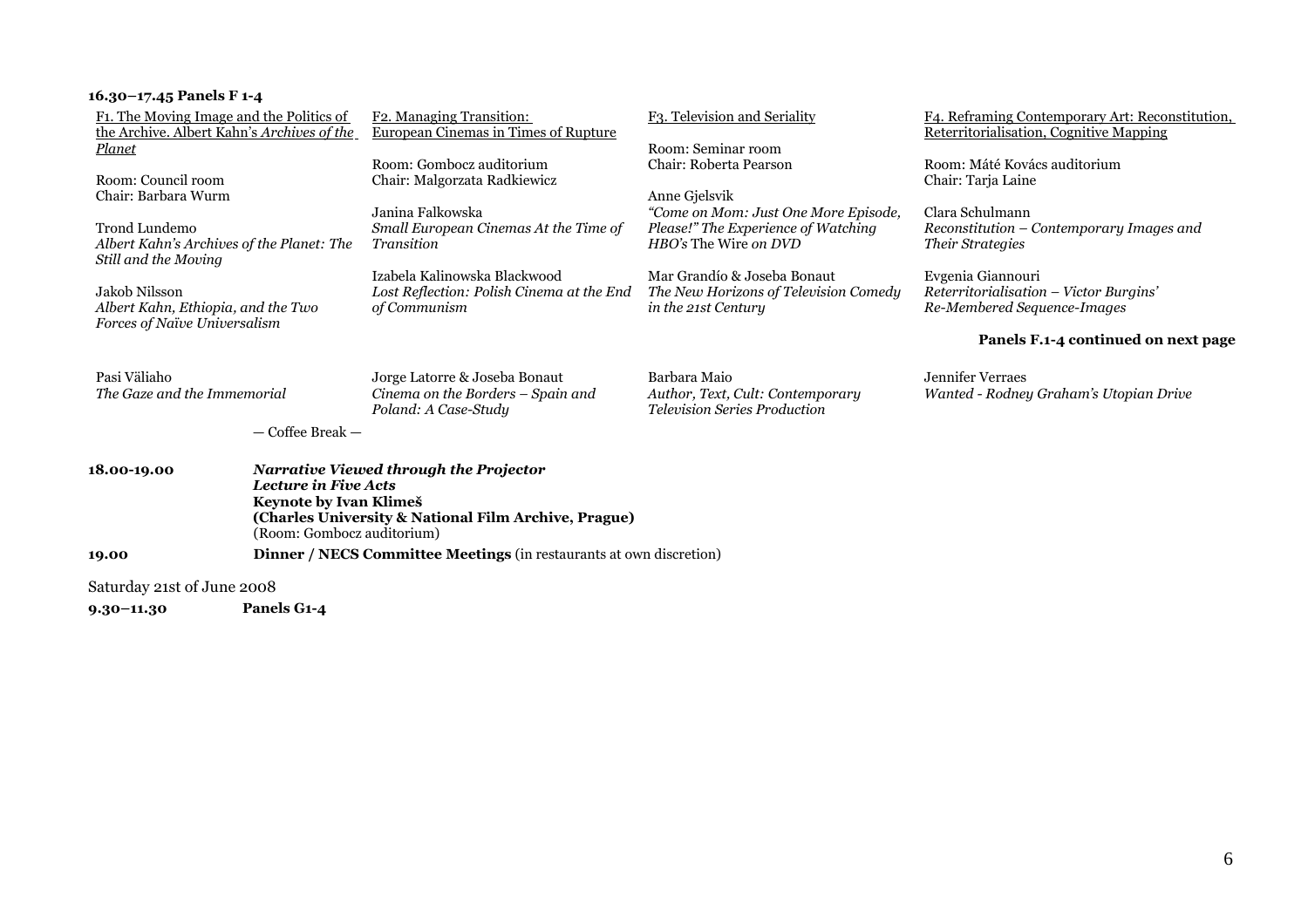**16.30–17.45 Panels F 1-4**

F1. The Moving Image and the Politics of the Archive. Albert Kahn's *Archives of the Planet*

Room: Council room
Chair: Barbara Wurm

Trond Lundemo
*Albert Kahn's Archives of the Planet: The Still and the Moving*

Jakob Nilsson
*Albert Kahn, Ethiopia, and the Two Forces of Naïve Universalism*

Pasi Väliaho
*The Gaze and the Immemorial*

F2. Managing Transition: European Cinemas in Times of Rupture

Room: Gombocz auditorium
Chair: Malgorzata Radkiewicz

Janina Falkowska
*Small European Cinemas At the Time of Transition*

Izabela Kalinowska Blackwood
*Lost Reflection: Polish Cinema at the End of Communism*

Jorge Latorre & Joseba Bonaut
*Cinema on the Borders – Spain and Poland: A Case-Study*

F3. Television and Seriality

Room: Seminar room
Chair: Roberta Pearson

Anne Gjelsvik
*"Come on Mom: Just One More Episode, Please!" The Experience of Watching HBO's* The Wire *on DVD*

Mar Grandío & Joseba Bonaut
*The New Horizons of Television Comedy in the 21st Century*

Barbara Maio
*Author, Text, Cult: Contemporary Television Series Production*

F4. Reframing Contemporary Art: Reconstitution, Reterritorialisation, Cognitive Mapping

Room: Máté Kovács auditorium
Chair: Tarja Laine

Clara Schulmann
*Reconstitution – Contemporary Images and Their Strategies*

Evgenia Giannouri
*Reterritorialisation – Victor Burgins' Re-Membered Sequence-Images*

**Panels F.1-4 continued on next page**

Jennifer Verraes
*Wanted - Rodney Graham's Utopian Drive*

— Coffee Break —

**18.00-19.00** ***Narrative Viewed through the Projector***
***Lecture in Five Acts***
**Keynote by Ivan Klimeš**
**(Charles University & National Film Archive, Prague)**
(Room: Gombocz auditorium)

**19.00** **Dinner / NECS Committee Meetings** (in restaurants at own discretion)

Saturday 21st of June 2008

**9.30–11.30** **Panels G1-4**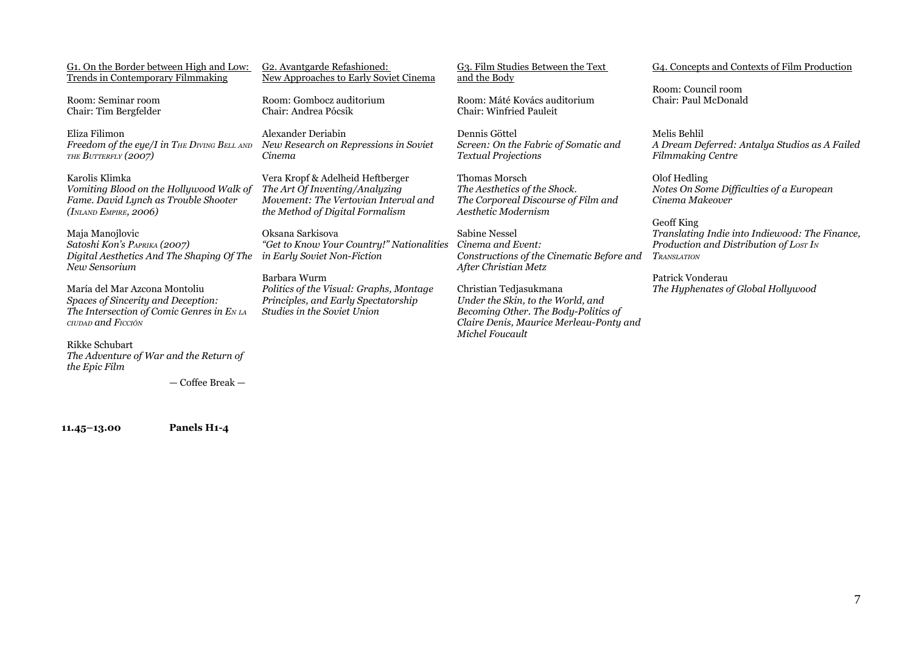G1. On the Border between High and Low: Trends in Contemporary Filmmaking

Room: Seminar room
Chair: Tim Bergfelder

Eliza Filimon
*Freedom of the eye/I in The Diving Bell and the Butterfly (2007)*

Karolis Klimka
*Vomiting Blood on the Hollywood Walk of Fame. David Lynch as Trouble Shooter (Inland Empire, 2006)*

Maja Manojlovic
*Satoshi Kon's Paprika (2007) Digital Aesthetics And The Shaping Of The New Sensorium*

María del Mar Azcona Montoliu
*Spaces of Sincerity and Deception: The Intersection of Comic Genres in En la ciudad and Ficción*

Rikke Schubart
*The Adventure of War and the Return of the Epic Film*

G2. Avantgarde Refashioned: New Approaches to Early Soviet Cinema

Room: Gombocz auditorium
Chair: Andrea Pócsik

Alexander Deriabin
*New Research on Repressions in Soviet Cinema*

Vera Kropf & Adelheid Heftberger
*The Art Of Inventing/Analyzing Movement: The Vertovian Interval and the Method of Digital Formalism*

Oksana Sarkisova
*"Get to Know Your Country!" Nationalities in Early Soviet Non-Fiction*

Barbara Wurm
*Politics of the Visual: Graphs, Montage Principles, and Early Spectatorship Studies in the Soviet Union*

G3. Film Studies Between the Text and the Body

Room: Máté Kovács auditorium
Chair: Winfried Pauleit

Dennis Göttel
*Screen: On the Fabric of Somatic and Textual Projections*

Thomas Morsch
*The Aesthetics of the Shock. The Corporeal Discourse of Film and Aesthetic Modernism*

Sabine Nessel
*Cinema and Event: Constructions of the Cinematic Before and After Christian Metz*

Christian Tedjasukmana
*Under the Skin, to the World, and Becoming Other. The Body-Politics of Claire Denis, Maurice Merleau-Ponty and Michel Foucault*

G4. Concepts and Contexts of Film Production

Room: Council room
Chair: Paul McDonald

Melis Behlil
*A Dream Deferred: Antalya Studios as A Failed Filmmaking Centre*

Olof Hedling
*Notes On Some Difficulties of a European Cinema Makeover*

Geoff King
*Translating Indie into Indiewood: The Finance, Production and Distribution of Lost In Translation*

Patrick Vonderau
*The Hyphenates of Global Hollywood*

— Coffee Break —

**11.45–13.00** **Panels H1-4**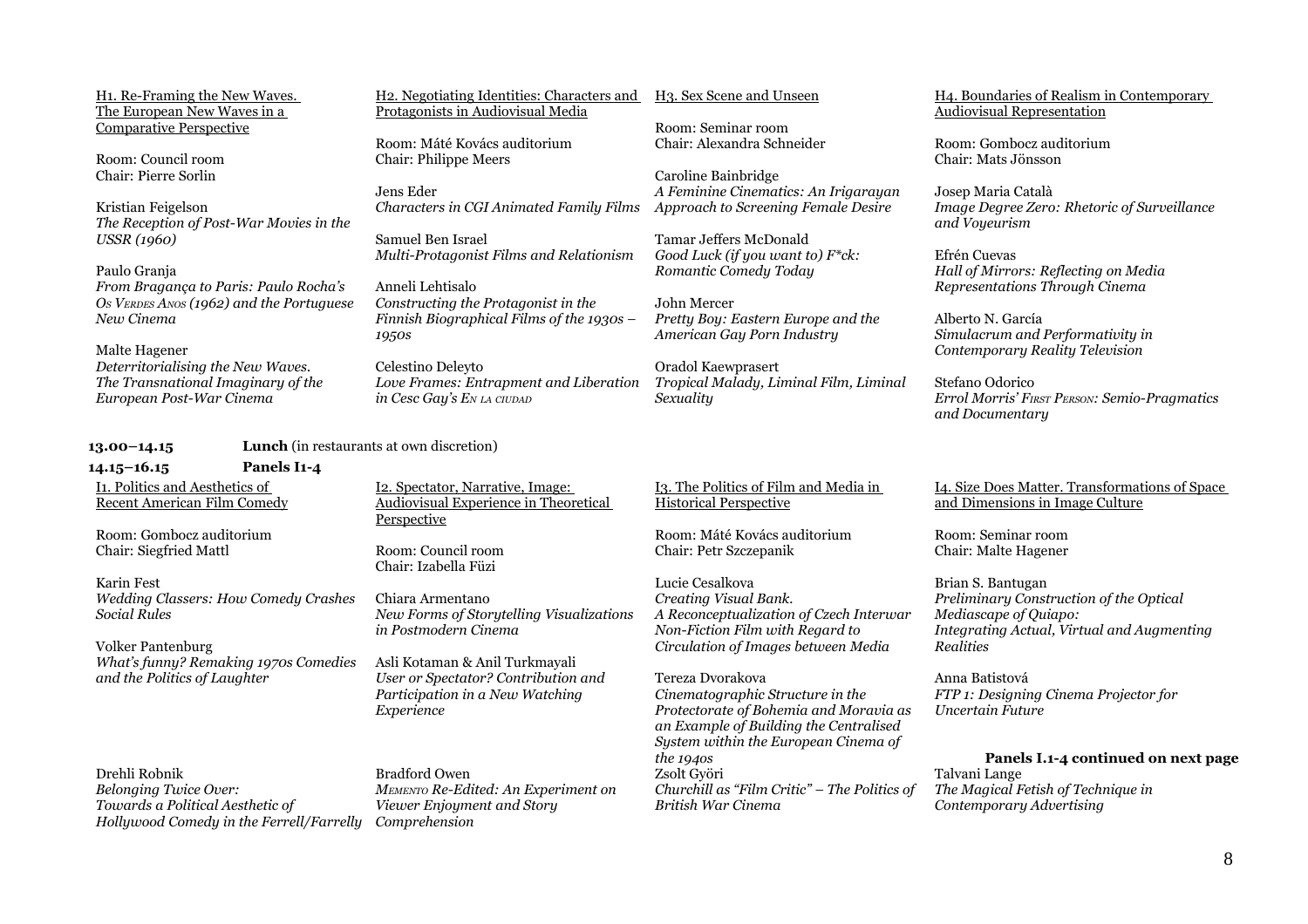H1. Re-Framing the New Waves. The European New Waves in a Comparative Perspective

Room: Council room
Chair: Pierre Sorlin

Kristian Feigelson
*The Reception of Post-War Movies in the USSR (1960)*

Paulo Granja
*From Bragança to Paris: Paulo Rocha's Os Verdes Anos (1962) and the Portuguese New Cinema*

Malte Hagener
*Deterritorialising the New Waves. The Transnational Imaginary of the European Post-War Cinema*

H2. Negotiating Identities: Characters and Protagonists in Audiovisual Media

Room: Máté Kovács auditorium
Chair: Philippe Meers

Jens Eder
*Characters in CGI Animated Family Films*

Samuel Ben Israel
*Multi-Protagonist Films and Relationism*

Anneli Lehtisalo
*Constructing the Protagonist in the Finnish Biographical Films of the 1930s – 1950s*

Celestino Deleyto
*Love Frames: Entrapment and Liberation in Cesc Gay's En la ciudad*

H3. Sex Scene and Unseen

Room: Seminar room
Chair: Alexandra Schneider

Caroline Bainbridge
*A Feminine Cinematics: An Irigarayan Approach to Screening Female Desire*

Tamar Jeffers McDonald
*Good Luck (if you want to) F*ck: Romantic Comedy Today*

John Mercer
*Pretty Boy: Eastern Europe and the American Gay Porn Industry*

Oradol Kaewprasert
*Tropical Malady, Liminal Film, Liminal Sexuality*

H4. Boundaries of Realism in Contemporary Audiovisual Representation

Room: Gombocz auditorium
Chair: Mats Jönsson

Josep Maria Català
*Image Degree Zero: Rhetoric of Surveillance and Voyeurism*

Efrén Cuevas
*Hall of Mirrors: Reflecting on Media Representations Through Cinema*

Alberto N. García
*Simulacrum and Performativity in Contemporary Reality Television*

Stefano Odorico
*Errol Morris' First Person: Semio-Pragmatics and Documentary*

**13.00–14.15** **Lunch** (in restaurants at own discretion)

**14.15–16.15** **Panels I1-4**

I1. Politics and Aesthetics of Recent American Film Comedy

Room: Gombocz auditorium
Chair: Siegfried Mattl

Karin Fest
*Wedding Classers: How Comedy Crashes Social Rules*

Volker Pantenburg
*What's funny? Remaking 1970s Comedies and the Politics of Laughter*

Drehli Robnik
*Belonging Twice Over: Towards a Political Aesthetic of Hollywood Comedy in the Ferrell/Farrelly*

I2. Spectator, Narrative, Image: Audiovisual Experience in Theoretical Perspective

Room: Council room
Chair: Izabella Füzi

Chiara Armentano
*New Forms of Storytelling Visualizations in Postmodern Cinema*

Asli Kotaman & Anil Turkmayali
*User or Spectator? Contribution and Participation in a New Watching Experience*

Bradford Owen
*Memento Re-Edited: An Experiment on Viewer Enjoyment and Story Comprehension*

I3. The Politics of Film and Media in Historical Perspective

Room: Máté Kovács auditorium
Chair: Petr Szczepanik

Lucie Cesalkova
*Creating Visual Bank. A Reconceptualization of Czech Interwar Non-Fiction Film with Regard to Circulation of Images between Media*

Tereza Dvorakova
*Cinematographic Structure in the Protectorate of Bohemia and Moravia as an Example of Building the Centralised System within the European Cinema of the 1940s*

Zsolt Györi
*Churchill as "Film Critic" – The Politics of British War Cinema*

I4. Size Does Matter. Transformations of Space and Dimensions in Image Culture

Room: Seminar room
Chair: Malte Hagener

Brian S. Bantugan
*Preliminary Construction of the Optical Mediascape of Quiapo: Integrating Actual, Virtual and Augmenting Realities*

Anna Batistová
*FTP 1: Designing Cinema Projector for Uncertain Future*

Talvani Lange
*The Magical Fetish of Technique in Contemporary Advertising*

**Panels I.1-4 continued on next page**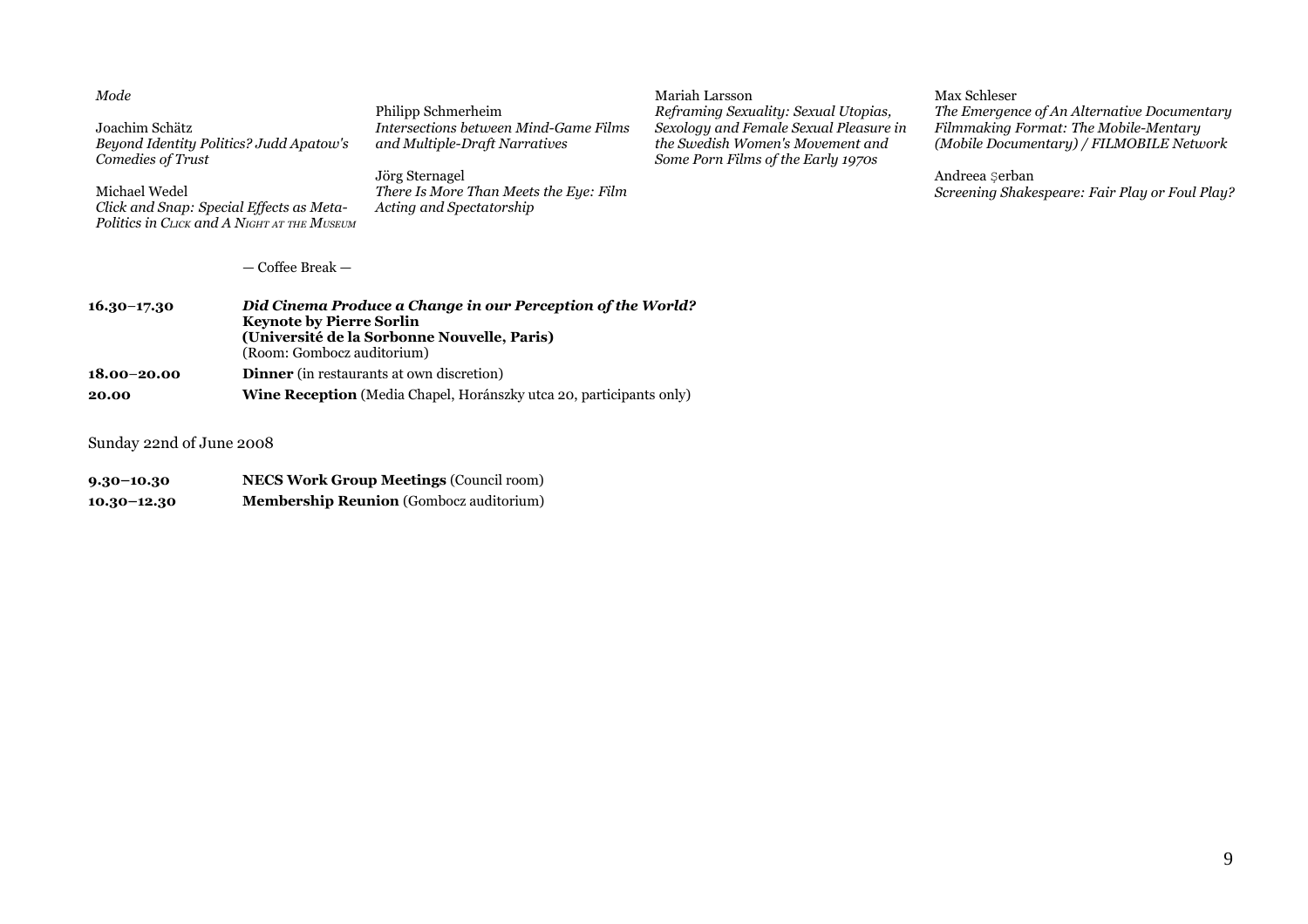*Mode*

Joachim Schätz
*Beyond Identity Politics? Judd Apatow's Comedies of Trust*

Michael Wedel
*Click and Snap: Special Effects as Meta-Politics in Click and A Night at the Museum*

Philipp Schmerheim
*Intersections between Mind-Game Films and Multiple-Draft Narratives*

Jörg Sternagel
*There Is More Than Meets the Eye: Film Acting and Spectatorship*

Mariah Larsson
*Reframing Sexuality: Sexual Utopias, Sexology and Female Sexual Pleasure in the Swedish Women's Movement and Some Porn Films of the Early 1970s*

Max Schleser
*The Emergence of An Alternative Documentary Filmmaking Format: The Mobile-Mentary (Mobile Documentary) / FILMOBILE Network*

Andreea Şerban
*Screening Shakespeare: Fair Play or Foul Play?*

— Coffee Break —

| | |
|---|---|
| **16.30–17.30** | ***Did Cinema Produce a Change in our Perception of the World?*** **Keynote by Pierre Sorlin (Université de la Sorbonne Nouvelle, Paris)** (Room: Gombocz auditorium) |
| **18.00–20.00** | **Dinner** (in restaurants at own discretion) |
| **20.00** | **Wine Reception** (Media Chapel, Horánszky utca 20, participants only) |

Sunday 22nd of June 2008

| | |
|---|---|
| **9.30–10.30** | **NECS Work Group Meetings** (Council room) |
| **10.30–12.30** | **Membership Reunion** (Gombocz auditorium) |